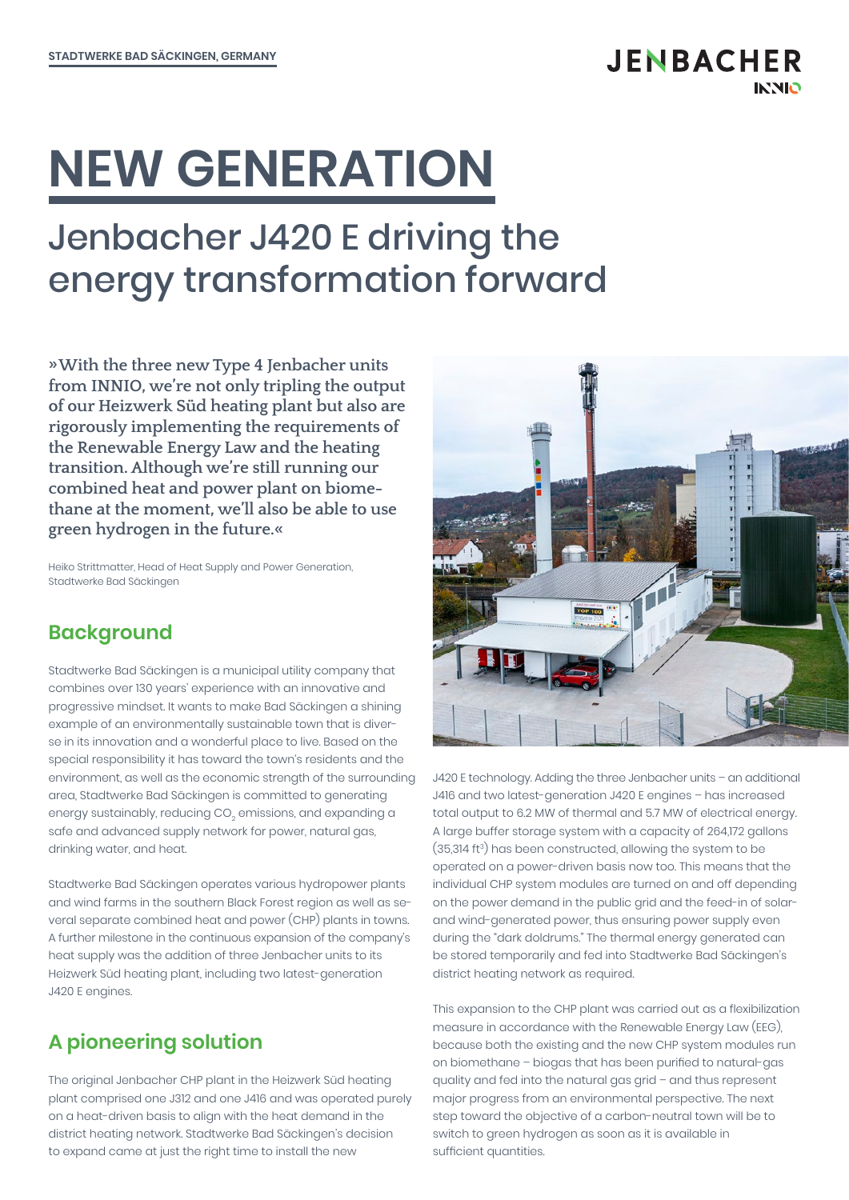STADTWERKE BAD SÄCKINGEN, GERMANY

# NEW GENERATION

## Jenbacher J420 E driving the energy transformation forward

**»With the three new Type 4 Jenbacher units from INNIO, we're not only tripling the output of our Heizwerk Süd heating plant but also are rigorously implementing the requirements of the Renewable Energy Law and the heating transition. Although we're still running our combined heat and power plant on biomethane at the moment, we'll also be able to use green hydrogen in the future.«**

Heiko Strittmatter, Head of Heat Supply and Power Generation, Stadtwerke Bad Säckingen

## Background

Stadtwerke Bad Säckingen is a municipal utility company that combines over 130 years' experience with an innovative and progressive mindset. It wants to make Bad Säckingen a shining example of an environmentally sustainable town that is diverse in its innovation and a wonderful place to live. Based on the special responsibility it has toward the town's residents and the environment, as well as the economic strength of the surrounding area, Stadtwerke Bad Säckingen is committed to generating energy sustainably, reducing $CO_2$ emissions, and expanding a safe and advanced supply network for power, natural gas, drinking water, and heat.

Stadtwerke Bad Säckingen operates various hydropower plants and wind farms in the southern Black Forest region as well as several separate combined heat and power (CHP) plants in towns. A further milestone in the continuous expansion of the company's heat supply was the addition of three Jenbacher units to its Heizwerk Süd heating plant, including two latest-generation J420 E engines.

## A pioneering solution

The original Jenbacher CHP plant in the Heizwerk Süd heating plant comprised one J312 and one J416 and was operated purely on a heat-driven basis to align with the heat demand in the district heating network. Stadtwerke Bad Säckingen's decision to expand came at just the right time to install the new J420 E technology. Adding the three Jenbacher units – an additional J416 and two latest-generation J420 E engines – has increased total output to 6.2 MW of thermal and 5.7 MW of electrical energy. A large buffer storage system with a capacity of 264,172 gallons (35,314 $ft^3$) has been constructed, allowing the system to be operated on a power-driven basis now too. This means that the individual CHP system modules are turned on and off depending on the power demand in the public grid and the feed-in of solar- and wind-generated power, thus ensuring power supply even during the "dark doldrums." The thermal energy generated can be stored temporarily and fed into Stadtwerke Bad Säckingen's district heating network as required.

This expansion to the CHP plant was carried out as a flexibilization measure in accordance with the Renewable Energy Law (EEG), because both the existing and the new CHP system modules run on biomethane – biogas that has been purified to natural-gas quality and fed into the natural gas grid – and thus represent major progress from an environmental perspective. The next step toward the objective of a carbon-neutral town will be to switch to green hydrogen as soon as it is available in sufficient quantities.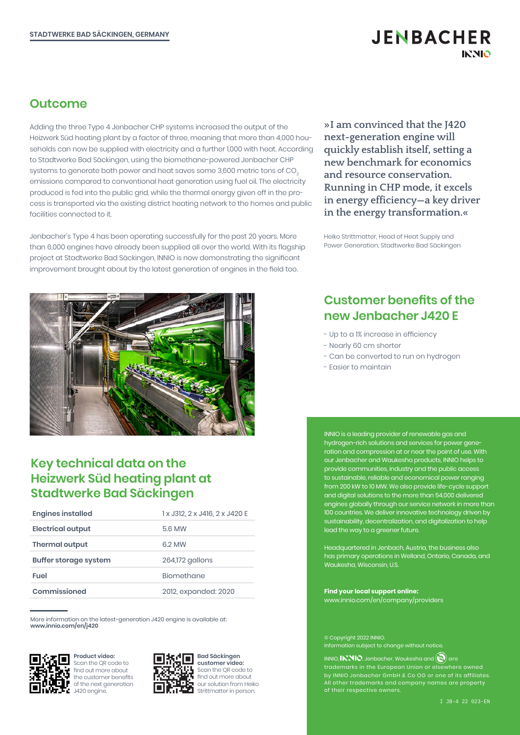## Outcome

Adding the three Type 4 Jenbacher CHP systems increased the output of the Heizwerk Süd heating plant by a factor of three, meaning that more than 4,000 households can now be supplied with electricity and a further 1,000 with heat. According to Stadtwerke Bad Säckingen, using the biomethane-powered Jenbacher CHP systems to generate both power and heat saves some 3,600 metric tons of $CO_2$ emissions compared to conventional heat generation using fuel oil. The electricity produced is fed into the public grid, while the thermal energy given off in the process is transported via the existing district heating network to the homes and public facilities connected to it.

Jenbacher's Type 4 has been operating successfully for the past 20 years. More than 6,000 engines have already been supplied all over the world. With its flagship project at Stadtwerke Bad Säckingen, INNIO is now demonstrating the significant improvement brought about by the latest generation of engines in the field too.

**»I am convinced that the J420 next-generation engine will quickly establish itself, setting a new benchmark for economics and resource conservation. Running in CHP mode, it excels in energy efficiency—a key driver in the energy transformation.«**

Heiko Strittmatter, Head of Heat Supply and Power Generation, Stadtwerke Bad Säckingen

## Customer benefits of the new Jenbacher J420 E

- Up to a 1% increase in efficiency
- Nearly 60 cm shorter
- Can be converted to run on hydrogen
- Easier to maintain

## Key technical data on the Heizwerk Süd heating plant at Stadtwerke Bad Säckingen

| | |
|---|---|
| **Engines installed** | 1 x J312, 2 x J416, 2 x J420 E |
| **Electrical output** | 5.6 MW |
| **Thermal output** | 6.2 MW |
| **Buffer storage system** | 264,172 gallons |
| **Fuel** | Biomethane |
| **Commissioned** | 2012, expanded: 2020 |

More information on the latest-generation J420 engine is available at:
**www.innio.com/en/j420**

**Product video:** Scan the QR code to find out more about the customer benefits of the next generation J420 engine.

**Bad Säckingen customer video:** Scan the QR code to find out more about our solution from Heiko Strittmatter in person.

INNIO is a leading provider of renewable gas and hydrogen-rich solutions and services for power generation and compression at or near the point of use. With our Jenbacher and Waukesha products, INNIO helps to provide communities, industry and the public access to sustainable, reliable and economical power ranging from 200 kW to 10 MW. We also provide life-cycle support and digital solutions to the more than 54,000 delivered engines globally through our service network in more than 100 countries. We deliver innovative technology driven by sustainability, decentralization, and digitalization to help lead the way to a greener future.

Headquartered in Jenbach, Austria, the business also has primary operations in Welland, Ontario, Canada, and Waukesha, Wisconsin, U.S.

**Find your local support online:**
www.innio.com/en/company/providers

© Copyright 2022 INNIO.
Information subject to change without notice.

INNIO, INNIO, Jenbacher, Waukesha and are trademarks in the European Union or elsewhere owned by INNIO Jenbacher GmbH & Co OG or one of its affiliates. All other trademarks and company names are property of their respective owners.

I JB-4 22 023-EN